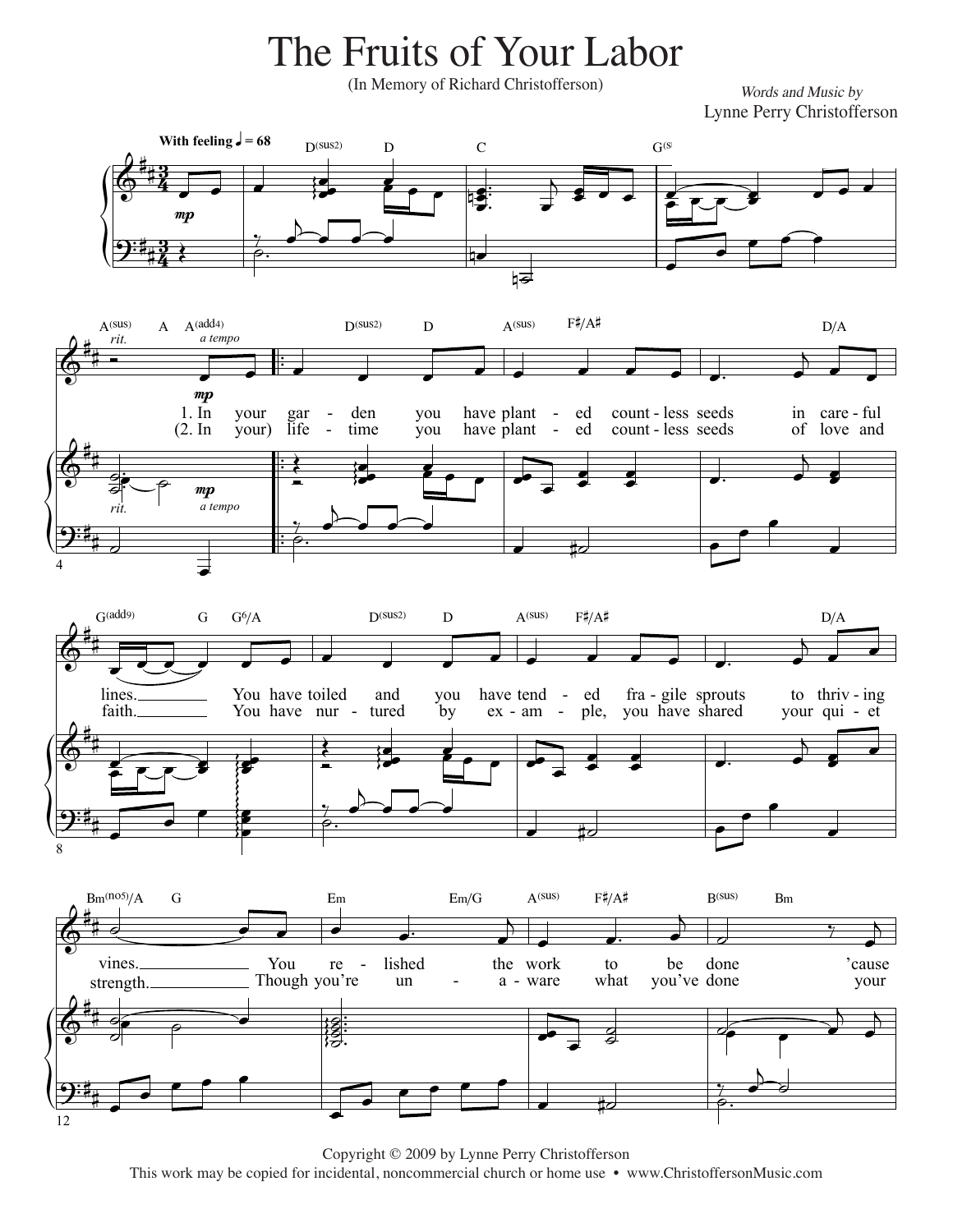# The Fruits of Your Labor

(In Memory of Richard Christofferson)

*Words and Music by*
Lynne Perry Christofferson

Copyright © 2009 by Lynne Perry Christofferson
This work may be copied for incidental, noncommercial church or home use • www.ChristoffersonMusic.com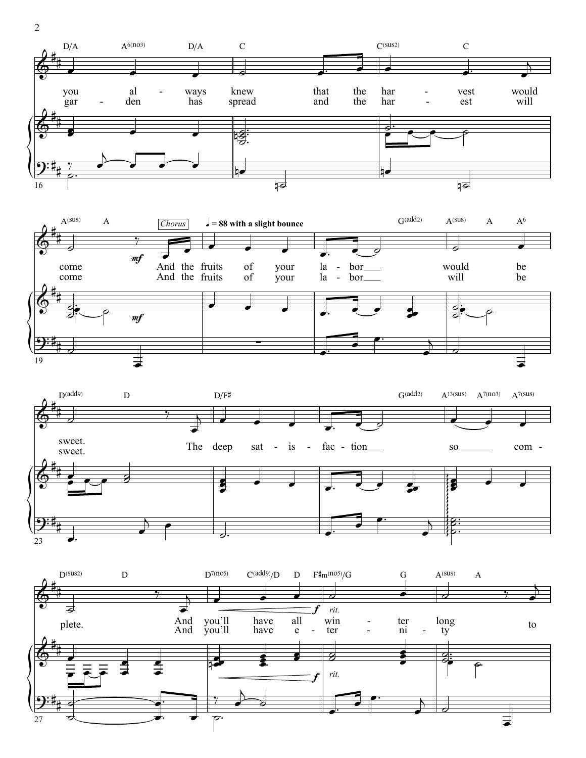**Chorus** ♩ = 88 with a slight bounce

D/A A6(no3) D/A C C(sus2) C A(sus) A G(add2) A(sus) A A6 D(add9) D D/F♯ G(add2) A13(sus) A7(no3) A7(sus) D(sus2) D D7(no5) C(add9)/D D F♯m(no5)/G G A(sus) A

you al - ways knew that the har - vest would come *mf* And the fruits of your la - bor would be sweet. The deep sat - is - fac - tion so com - plete. And you'll have all *f* *rit.* win - ter long to

gar - den has spread and the har - est will come And the fruits of your la - bor will be sweet. And you'll have e - ter - ni - ty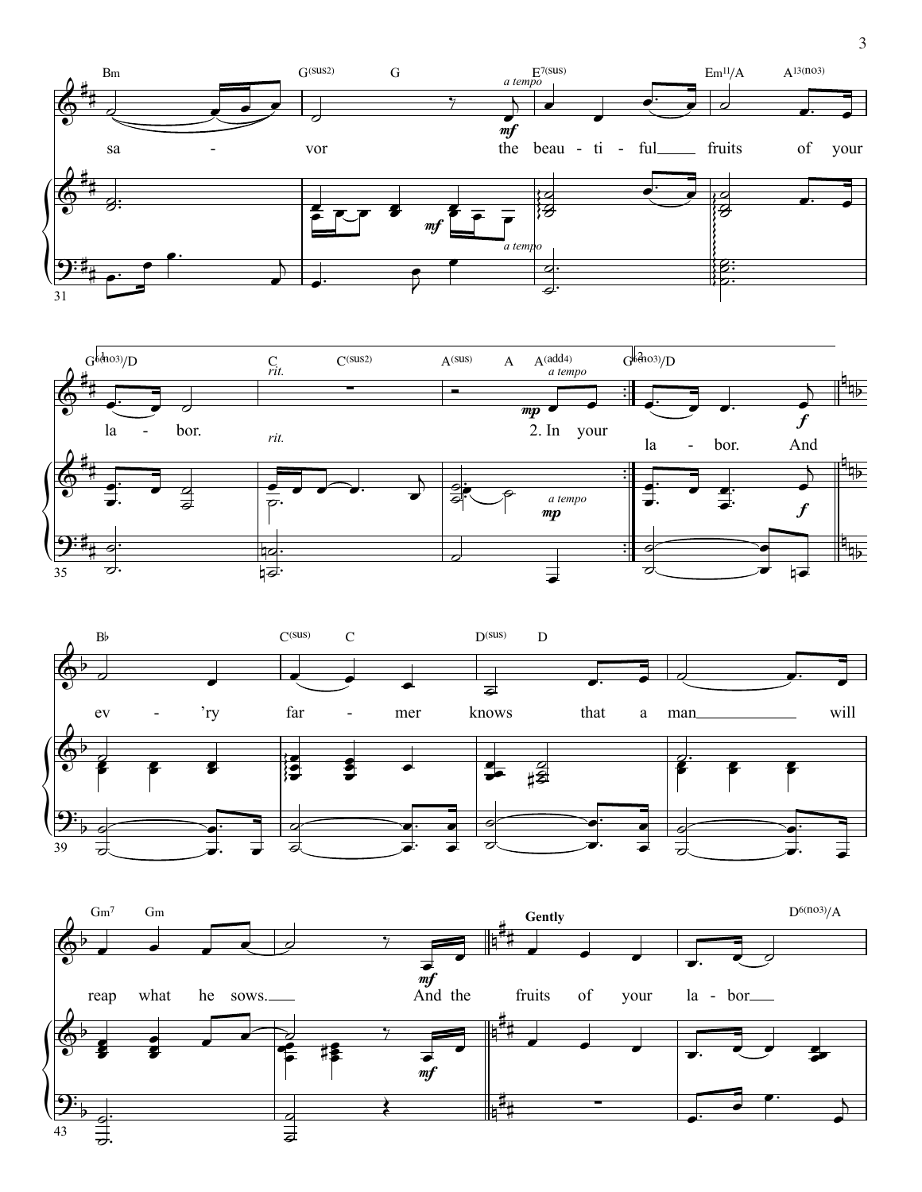sa - vor the beau - ti - ful fruits of your

la - bor. 2. In your
la - bor. And

ev - 'ry far - mer knows that a man will

reap what he sows. And the fruits of your la - bor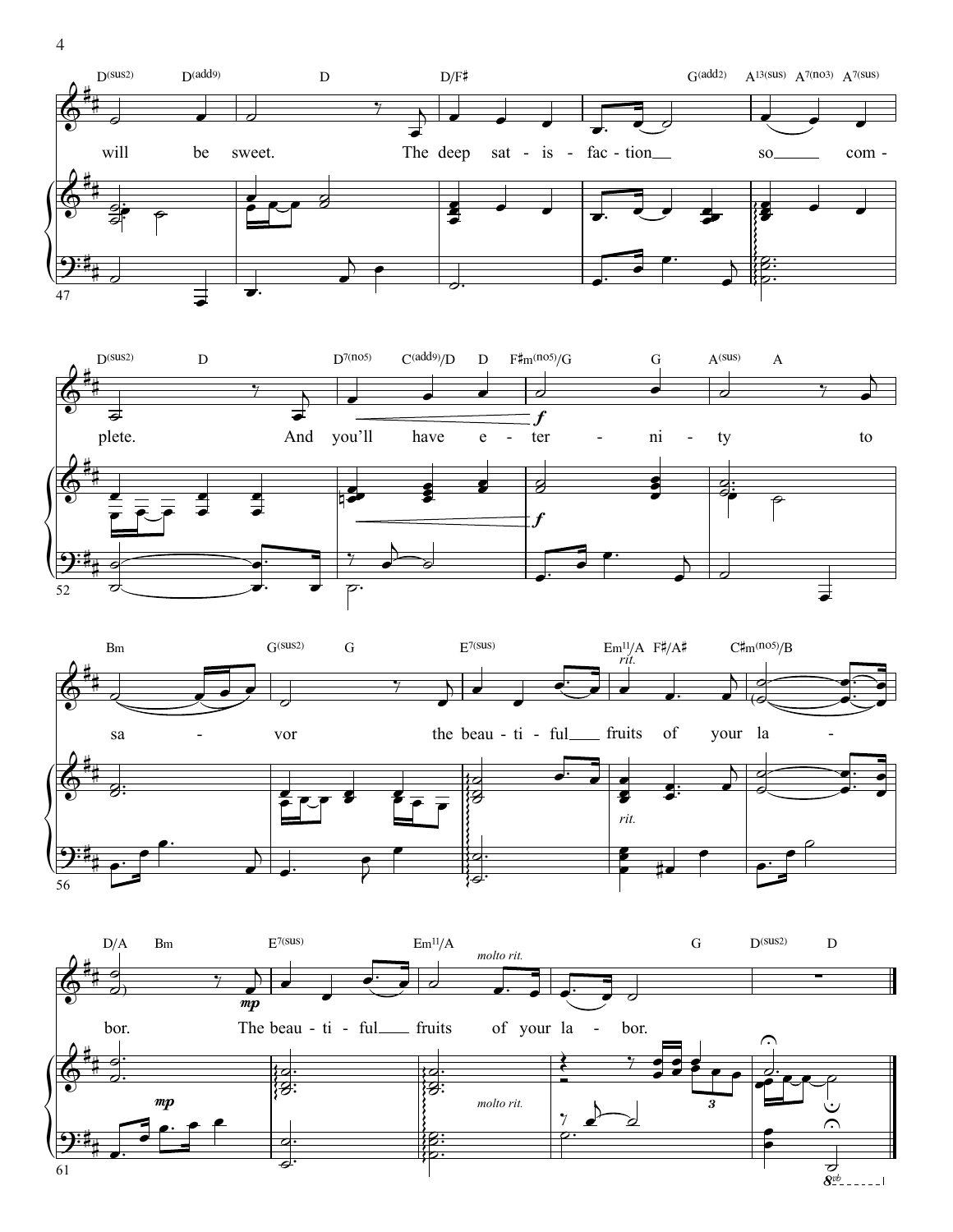D(sus2) D(add9) D D/F♯ G(add2) A13(sus) A7(no3) A7(sus)

will be sweet. The deep sat - is - fac - tion so com -

D(sus2) D D7(no5) C(add9)/D D F♯m(no5)/G G A(sus) A

plete. And you'll have e - ter - ni - ty to

*f*

Bm G(sus2) G E7(sus) Em11/A F♯/A♯ C♯m(no5)/B

*rit.*

sa - vor the beau - ti - ful fruits of your la -

D/A Bm E7(sus) Em11/A G D(sus2) D

*molto rit.*

bor. The beau - ti - ful fruits of your la - bor.

*mp*

8vb